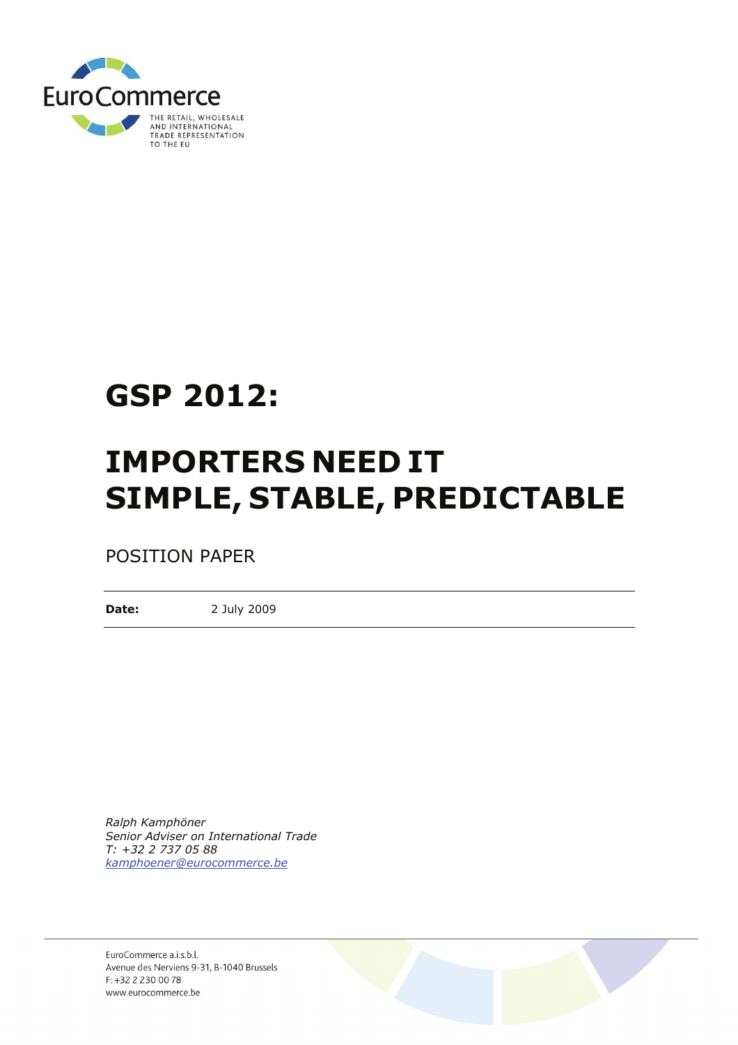EuroCommerce

THE RETAIL, WHOLESALE AND INTERNATIONAL TRADE REPRESENTATION TO THE EU

# GSP 2012:

# IMPORTERS NEED IT SIMPLE, STABLE, PREDICTABLE

POSITION PAPER

---

**Date:** 2 July 2009

---

*Ralph Kamphöner*
*Senior Adviser on International Trade*
*T: +32 2 737 05 88*
*kamphoener@eurocommerce.be*

EuroCommerce a.i.s.b.l.
Avenue des Nerviens 9-31, B-1040 Brussels
F: +32 2 230 00 78
www.eurocommerce.be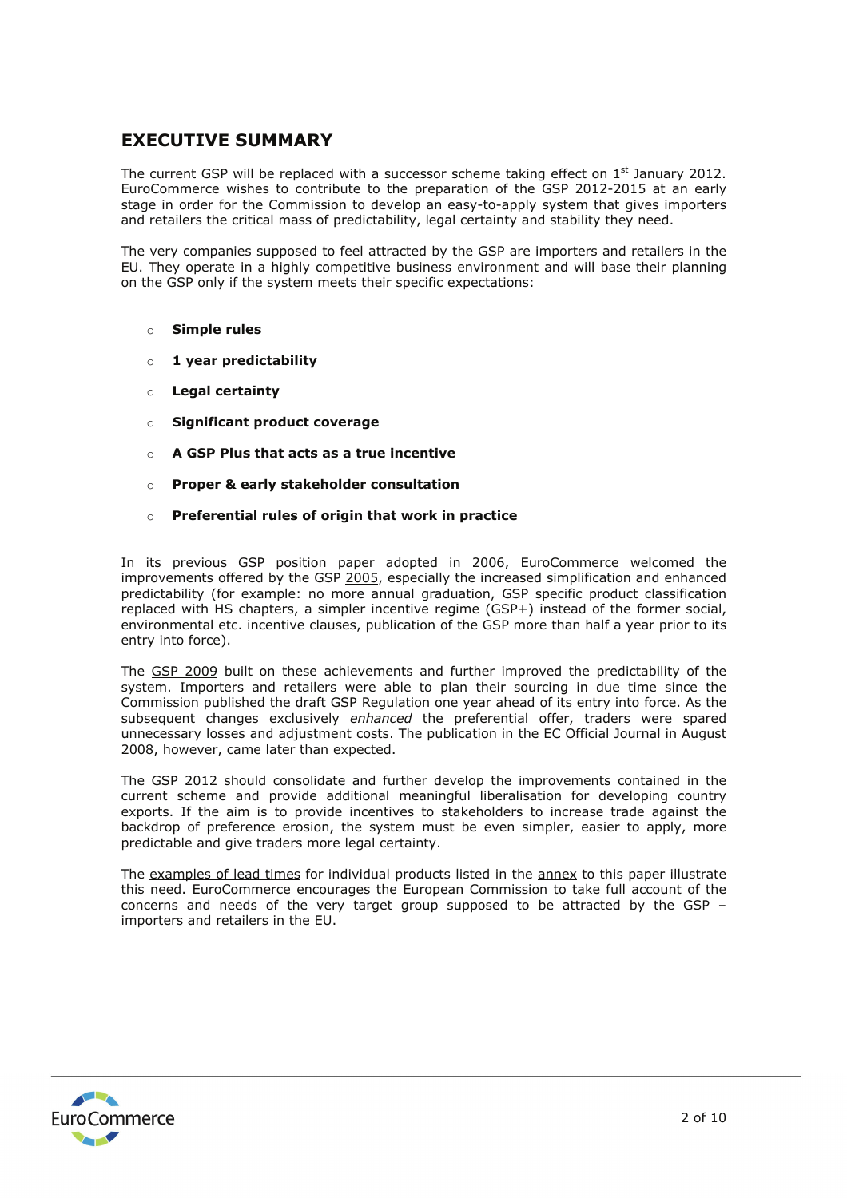## EXECUTIVE SUMMARY

The current GSP will be replaced with a successor scheme taking effect on 1st January 2012. EuroCommerce wishes to contribute to the preparation of the GSP 2012-2015 at an early stage in order for the Commission to develop an easy-to-apply system that gives importers and retailers the critical mass of predictability, legal certainty and stability they need.

The very companies supposed to feel attracted by the GSP are importers and retailers in the EU. They operate in a highly competitive business environment and will base their planning on the GSP only if the system meets their specific expectations:

- **Simple rules**
- **1 year predictability**
- **Legal certainty**
- **Significant product coverage**
- **A GSP Plus that acts as a true incentive**
- **Proper & early stakeholder consultation**
- **Preferential rules of origin that work in practice**

In its previous GSP position paper adopted in 2006, EuroCommerce welcomed the improvements offered by the GSP 2005, especially the increased simplification and enhanced predictability (for example: no more annual graduation, GSP specific product classification replaced with HS chapters, a simpler incentive regime (GSP+) instead of the former social, environmental etc. incentive clauses, publication of the GSP more than half a year prior to its entry into force).

The GSP 2009 built on these achievements and further improved the predictability of the system. Importers and retailers were able to plan their sourcing in due time since the Commission published the draft GSP Regulation one year ahead of its entry into force. As the subsequent changes exclusively *enhanced* the preferential offer, traders were spared unnecessary losses and adjustment costs. The publication in the EC Official Journal in August 2008, however, came later than expected.

The GSP 2012 should consolidate and further develop the improvements contained in the current scheme and provide additional meaningful liberalisation for developing country exports. If the aim is to provide incentives to stakeholders to increase trade against the backdrop of preference erosion, the system must be even simpler, easier to apply, more predictable and give traders more legal certainty.

The examples of lead times for individual products listed in the annex to this paper illustrate this need. EuroCommerce encourages the European Commission to take full account of the concerns and needs of the very target group supposed to be attracted by the GSP – importers and retailers in the EU.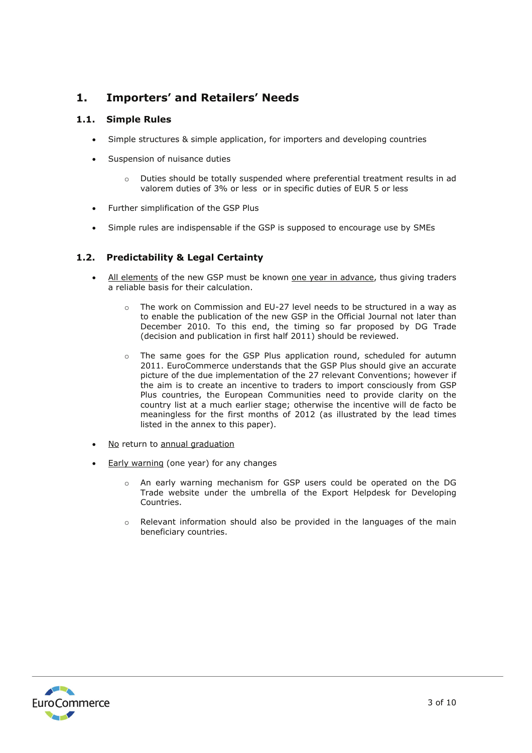# 1. Importers' and Retailers' Needs

## 1.1. Simple Rules

- Simple structures & simple application, for importers and developing countries
- Suspension of nuisance duties
  - Duties should be totally suspended where preferential treatment results in ad valorem duties of 3% or less or in specific duties of EUR 5 or less
- Further simplification of the GSP Plus
- Simple rules are indispensable if the GSP is supposed to encourage use by SMEs

## 1.2. Predictability & Legal Certainty

- All elements of the new GSP must be known one year in advance, thus giving traders a reliable basis for their calculation.
  - The work on Commission and EU-27 level needs to be structured in a way as to enable the publication of the new GSP in the Official Journal not later than December 2010. To this end, the timing so far proposed by DG Trade (decision and publication in first half 2011) should be reviewed.
  - The same goes for the GSP Plus application round, scheduled for autumn 2011. EuroCommerce understands that the GSP Plus should give an accurate picture of the due implementation of the 27 relevant Conventions; however if the aim is to create an incentive to traders to import consciously from GSP Plus countries, the European Communities need to provide clarity on the country list at a much earlier stage; otherwise the incentive will de facto be meaningless for the first months of 2012 (as illustrated by the lead times listed in the annex to this paper).
- No return to annual graduation
- Early warning (one year) for any changes
  - An early warning mechanism for GSP users could be operated on the DG Trade website under the umbrella of the Export Helpdesk for Developing Countries.
  - Relevant information should also be provided in the languages of the main beneficiary countries.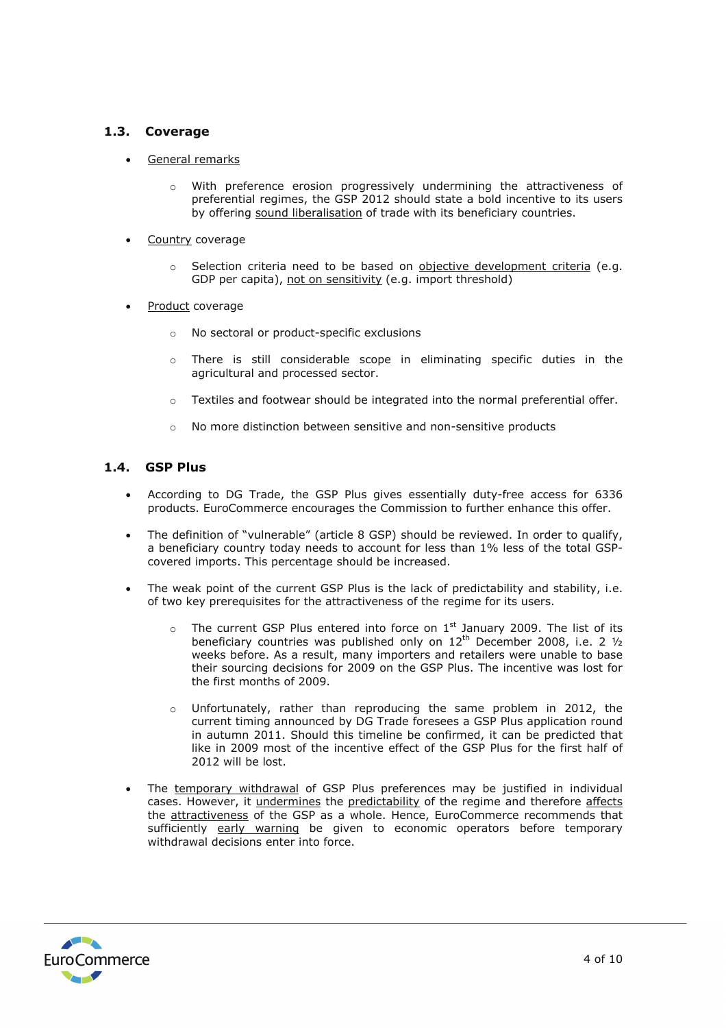## 1.3. Coverage

- General remarks

  - With preference erosion progressively undermining the attractiveness of preferential regimes, the GSP 2012 should state a bold incentive to its users by offering sound liberalisation of trade with its beneficiary countries.

- Country coverage

  - Selection criteria need to be based on objective development criteria (e.g. GDP per capita), not on sensitivity (e.g. import threshold)

- Product coverage

  - No sectoral or product-specific exclusions

  - There is still considerable scope in eliminating specific duties in the agricultural and processed sector.

  - Textiles and footwear should be integrated into the normal preferential offer.

  - No more distinction between sensitive and non-sensitive products

## 1.4. GSP Plus

- According to DG Trade, the GSP Plus gives essentially duty-free access for 6336 products. EuroCommerce encourages the Commission to further enhance this offer.

- The definition of "vulnerable" (article 8 GSP) should be reviewed. In order to qualify, a beneficiary country today needs to account for less than 1% less of the total GSP-covered imports. This percentage should be increased.

- The weak point of the current GSP Plus is the lack of predictability and stability, i.e. of two key prerequisites for the attractiveness of the regime for its users.

  - The current GSP Plus entered into force on 1st January 2009. The list of its beneficiary countries was published only on 12th December 2008, i.e. 2 ½ weeks before. As a result, many importers and retailers were unable to base their sourcing decisions for 2009 on the GSP Plus. The incentive was lost for the first months of 2009.

  - Unfortunately, rather than reproducing the same problem in 2012, the current timing announced by DG Trade foresees a GSP Plus application round in autumn 2011. Should this timeline be confirmed, it can be predicted that like in 2009 most of the incentive effect of the GSP Plus for the first half of 2012 will be lost.

- The temporary withdrawal of GSP Plus preferences may be justified in individual cases. However, it undermines the predictability of the regime and therefore affects the attractiveness of the GSP as a whole. Hence, EuroCommerce recommends that sufficiently early warning be given to economic operators before temporary withdrawal decisions enter into force.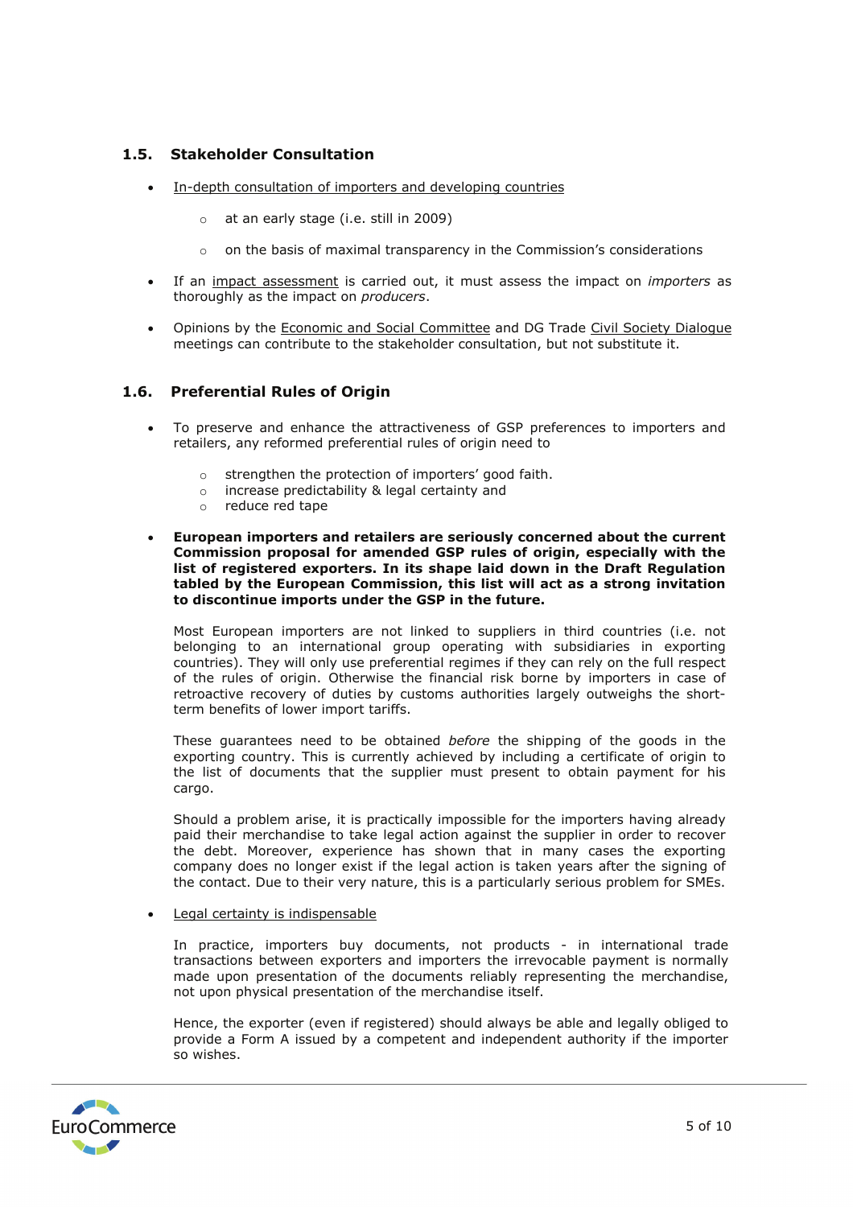### 1.5. Stakeholder Consultation

- In-depth consultation of importers and developing countries
  - at an early stage (i.e. still in 2009)
  - on the basis of maximal transparency in the Commission's considerations
- If an impact assessment is carried out, it must assess the impact on *importers* as thoroughly as the impact on *producers*.
- Opinions by the Economic and Social Committee and DG Trade Civil Society Dialogue meetings can contribute to the stakeholder consultation, but not substitute it.

### 1.6. Preferential Rules of Origin

- To preserve and enhance the attractiveness of GSP preferences to importers and retailers, any reformed preferential rules of origin need to
  - strengthen the protection of importers' good faith.
  - increase predictability & legal certainty and
  - reduce red tape
- **European importers and retailers are seriously concerned about the current Commission proposal for amended GSP rules of origin, especially with the list of registered exporters. In its shape laid down in the Draft Regulation tabled by the European Commission, this list will act as a strong invitation to discontinue imports under the GSP in the future.**

  Most European importers are not linked to suppliers in third countries (i.e. not belonging to an international group operating with subsidiaries in exporting countries). They will only use preferential regimes if they can rely on the full respect of the rules of origin. Otherwise the financial risk borne by importers in case of retroactive recovery of duties by customs authorities largely outweighs the short-term benefits of lower import tariffs.

  These guarantees need to be obtained *before* the shipping of the goods in the exporting country. This is currently achieved by including a certificate of origin to the list of documents that the supplier must present to obtain payment for his cargo.

  Should a problem arise, it is practically impossible for the importers having already paid their merchandise to take legal action against the supplier in order to recover the debt. Moreover, experience has shown that in many cases the exporting company does no longer exist if the legal action is taken years after the signing of the contact. Due to their very nature, this is a particularly serious problem for SMEs.

- Legal certainty is indispensable

  In practice, importers buy documents, not products - in international trade transactions between exporters and importers the irrevocable payment is normally made upon presentation of the documents reliably representing the merchandise, not upon physical presentation of the merchandise itself.

  Hence, the exporter (even if registered) should always be able and legally obliged to provide a Form A issued by a competent and independent authority if the importer so wishes.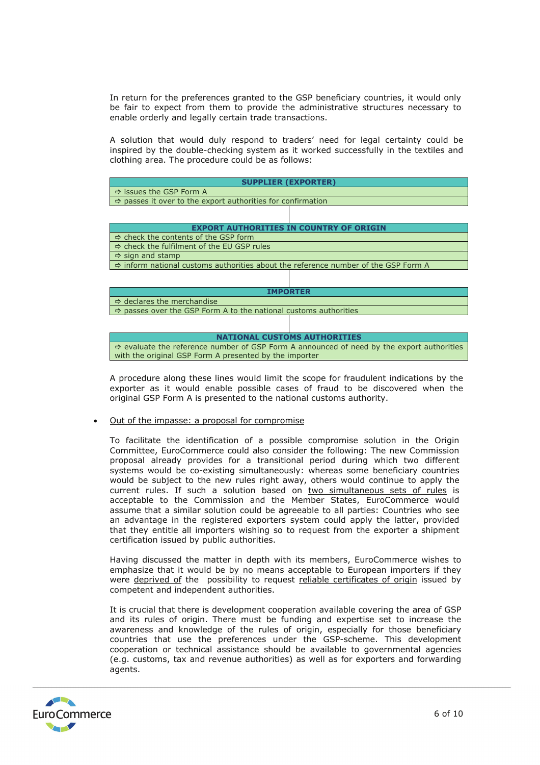In return for the preferences granted to the GSP beneficiary countries, it would only be fair to expect from them to provide the administrative structures necessary to enable orderly and legally certain trade transactions.

A solution that would duly respond to traders' need for legal certainty could be inspired by the double-checking system as it worked successfully in the textiles and clothing area. The procedure could be as follows:

| SUPPLIER (EXPORTER) |
|---|
| ⇨ issues the GSP Form A |
| ⇨ passes it over to the export authorities for confirmation |

| EXPORT AUTHORITIES IN COUNTRY OF ORIGIN |
|---|
| ⇨ check the contents of the GSP form |
| ⇨ check the fulfilment of the EU GSP rules |
| ⇨ sign and stamp |
| ⇨ inform national customs authorities about the reference number of the GSP Form A |

| IMPORTER |
|---|
| ⇨ declares the merchandise |
| ⇨ passes over the GSP Form A to the national customs authorities |

| NATIONAL CUSTOMS AUTHORITIES |
|---|
| ⇨ evaluate the reference number of GSP Form A announced of need by the export authorities with the original GSP Form A presented by the importer |

A procedure along these lines would limit the scope for fraudulent indications by the exporter as it would enable possible cases of fraud to be discovered when the original GSP Form A is presented to the national customs authority.

- Out of the impasse: a proposal for compromise

  To facilitate the identification of a possible compromise solution in the Origin Committee, EuroCommerce could also consider the following: The new Commission proposal already provides for a transitional period during which two different systems would be co-existing simultaneously: whereas some beneficiary countries would be subject to the new rules right away, others would continue to apply the current rules. If such a solution based on two simultaneous sets of rules is acceptable to the Commission and the Member States, EuroCommerce would assume that a similar solution could be agreeable to all parties: Countries who see an advantage in the registered exporters system could apply the latter, provided that they entitle all importers wishing so to request from the exporter a shipment certification issued by public authorities.

  Having discussed the matter in depth with its members, EuroCommerce wishes to emphasize that it would be by no means acceptable to European importers if they were deprived of the possibility to request reliable certificates of origin issued by competent and independent authorities.

  It is crucial that there is development cooperation available covering the area of GSP and its rules of origin. There must be funding and expertise set to increase the awareness and knowledge of the rules of origin, especially for those beneficiary countries that use the preferences under the GSP-scheme. This development cooperation or technical assistance should be available to governmental agencies (e.g. customs, tax and revenue authorities) as well as for exporters and forwarding agents.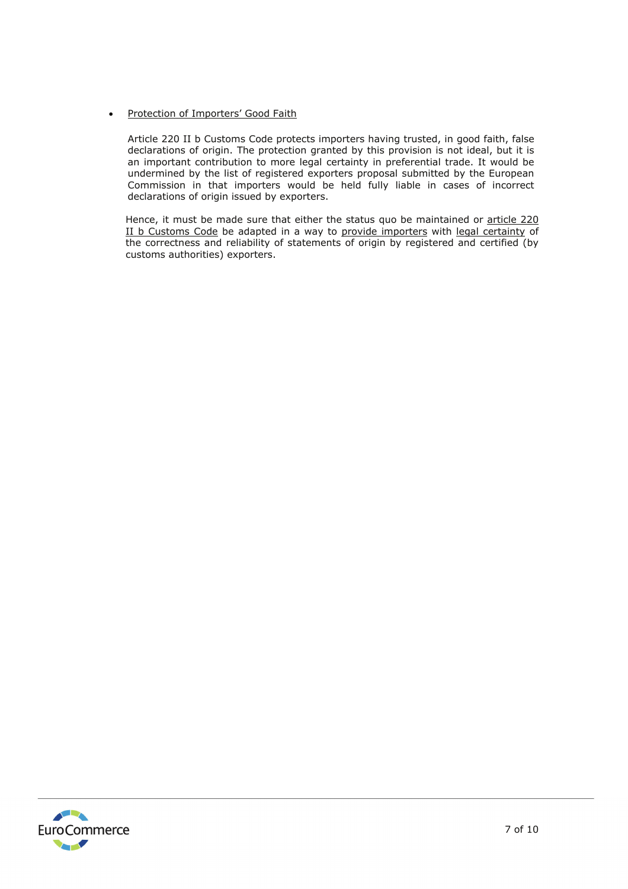- <u>Protection of Importers' Good Faith</u>

  Article 220 II b Customs Code protects importers having trusted, in good faith, false declarations of origin. The protection granted by this provision is not ideal, but it is an important contribution to more legal certainty in preferential trade. It would be undermined by the list of registered exporters proposal submitted by the European Commission in that importers would be held fully liable in cases of incorrect declarations of origin issued by exporters.

  Hence, it must be made sure that either the status quo be maintained or <u>article 220 II b Customs Code</u> be adapted in a way to <u>provide importers</u> with <u>legal certainty</u> of the correctness and reliability of statements of origin by registered and certified (by customs authorities) exporters.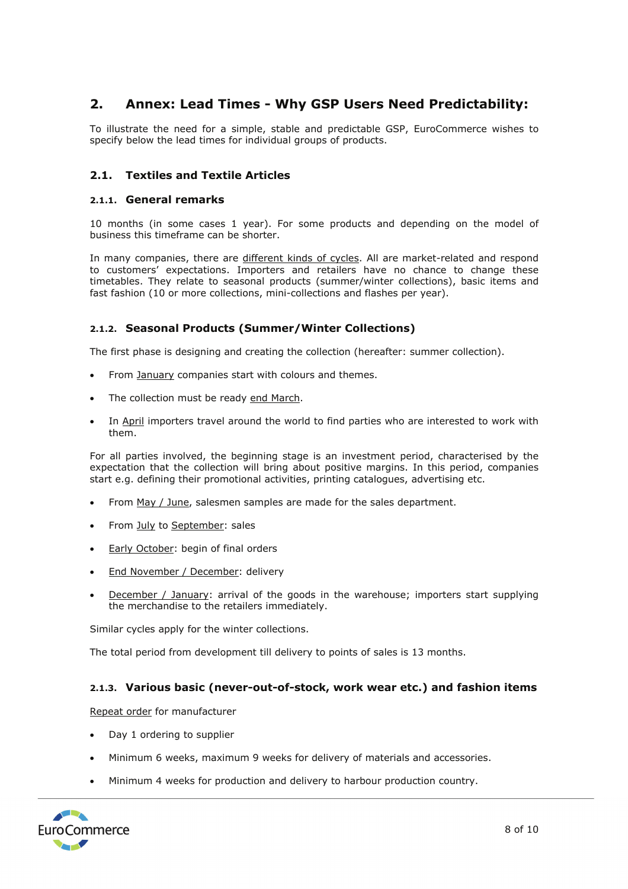## 2. Annex: Lead Times - Why GSP Users Need Predictability:

To illustrate the need for a simple, stable and predictable GSP, EuroCommerce wishes to specify below the lead times for individual groups of products.

### 2.1. Textiles and Textile Articles

#### 2.1.1. General remarks

10 months (in some cases 1 year). For some products and depending on the model of business this timeframe can be shorter.

In many companies, there are different kinds of cycles. All are market-related and respond to customers' expectations. Importers and retailers have no chance to change these timetables. They relate to seasonal products (summer/winter collections), basic items and fast fashion (10 or more collections, mini-collections and flashes per year).

#### 2.1.2. Seasonal Products (Summer/Winter Collections)

The first phase is designing and creating the collection (hereafter: summer collection).

- From January companies start with colours and themes.
- The collection must be ready end March.
- In April importers travel around the world to find parties who are interested to work with them.

For all parties involved, the beginning stage is an investment period, characterised by the expectation that the collection will bring about positive margins. In this period, companies start e.g. defining their promotional activities, printing catalogues, advertising etc.

- From May / June, salesmen samples are made for the sales department.
- From July to September: sales
- Early October: begin of final orders
- End November / December: delivery
- December / January: arrival of the goods in the warehouse; importers start supplying the merchandise to the retailers immediately.

Similar cycles apply for the winter collections.

The total period from development till delivery to points of sales is 13 months.

#### 2.1.3. Various basic (never-out-of-stock, work wear etc.) and fashion items

Repeat order for manufacturer

- Day 1 ordering to supplier
- Minimum 6 weeks, maximum 9 weeks for delivery of materials and accessories.
- Minimum 4 weeks for production and delivery to harbour production country.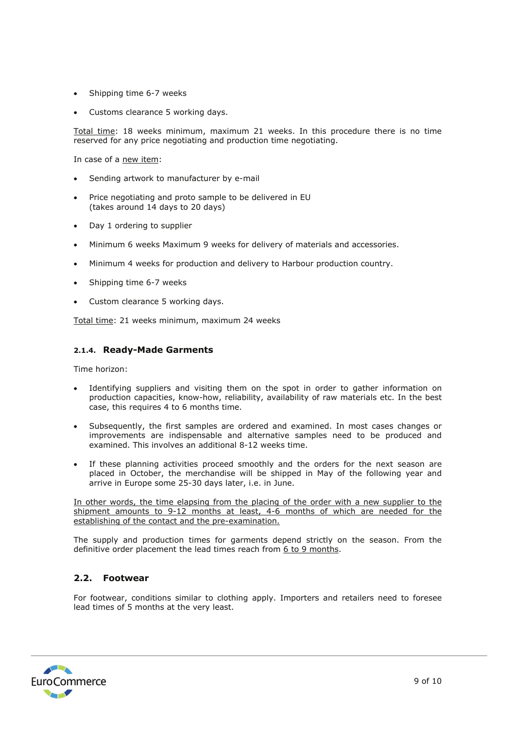- Shipping time 6-7 weeks
- Customs clearance 5 working days.

Total time: 18 weeks minimum, maximum 21 weeks. In this procedure there is no time reserved for any price negotiating and production time negotiating.

In case of a new item:

- Sending artwork to manufacturer by e-mail
- Price negotiating and proto sample to be delivered in EU (takes around 14 days to 20 days)
- Day 1 ordering to supplier
- Minimum 6 weeks Maximum 9 weeks for delivery of materials and accessories.
- Minimum 4 weeks for production and delivery to Harbour production country.
- Shipping time 6-7 weeks
- Custom clearance 5 working days.

Total time: 21 weeks minimum, maximum 24 weeks

#### 2.1.4. Ready-Made Garments

Time horizon:

- Identifying suppliers and visiting them on the spot in order to gather information on production capacities, know-how, reliability, availability of raw materials etc. In the best case, this requires 4 to 6 months time.
- Subsequently, the first samples are ordered and examined. In most cases changes or improvements are indispensable and alternative samples need to be produced and examined. This involves an additional 8-12 weeks time.
- If these planning activities proceed smoothly and the orders for the next season are placed in October, the merchandise will be shipped in May of the following year and arrive in Europe some 25-30 days later, i.e. in June.

In other words, the time elapsing from the placing of the order with a new supplier to the shipment amounts to 9-12 months at least, 4-6 months of which are needed for the establishing of the contact and the pre-examination.

The supply and production times for garments depend strictly on the season. From the definitive order placement the lead times reach from 6 to 9 months.

### 2.2. Footwear

For footwear, conditions similar to clothing apply. Importers and retailers need to foresee lead times of 5 months at the very least.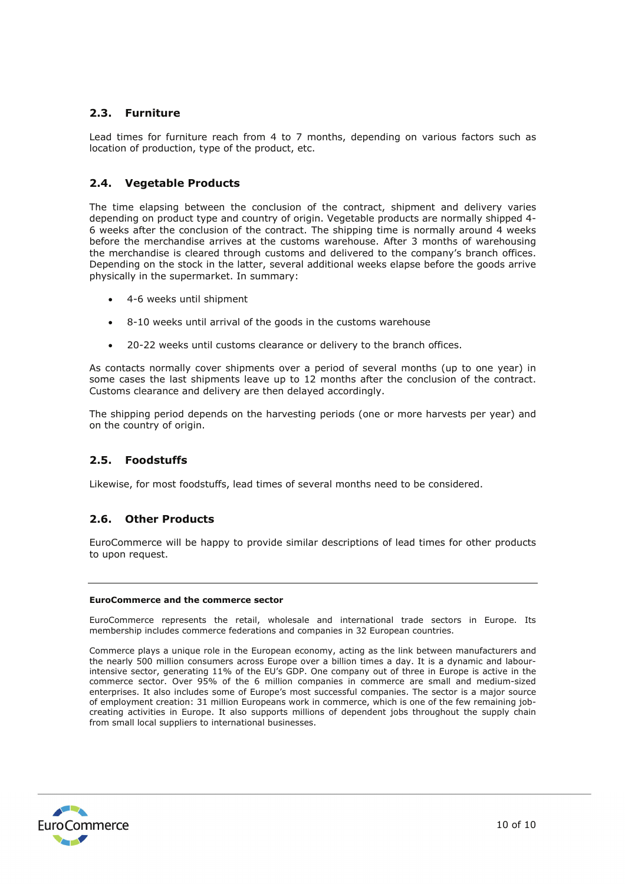### 2.3. Furniture

Lead times for furniture reach from 4 to 7 months, depending on various factors such as location of production, type of the product, etc.

### 2.4. Vegetable Products

The time elapsing between the conclusion of the contract, shipment and delivery varies depending on product type and country of origin. Vegetable products are normally shipped 4-6 weeks after the conclusion of the contract. The shipping time is normally around 4 weeks before the merchandise arrives at the customs warehouse. After 3 months of warehousing the merchandise is cleared through customs and delivered to the company's branch offices. Depending on the stock in the latter, several additional weeks elapse before the goods arrive physically in the supermarket. In summary:

- 4-6 weeks until shipment
- 8-10 weeks until arrival of the goods in the customs warehouse
- 20-22 weeks until customs clearance or delivery to the branch offices.

As contacts normally cover shipments over a period of several months (up to one year) in some cases the last shipments leave up to 12 months after the conclusion of the contract. Customs clearance and delivery are then delayed accordingly.

The shipping period depends on the harvesting periods (one or more harvests per year) and on the country of origin.

### 2.5. Foodstuffs

Likewise, for most foodstuffs, lead times of several months need to be considered.

### 2.6. Other Products

EuroCommerce will be happy to provide similar descriptions of lead times for other products to upon request.

---

**EuroCommerce and the commerce sector**

EuroCommerce represents the retail, wholesale and international trade sectors in Europe. Its membership includes commerce federations and companies in 32 European countries.

Commerce plays a unique role in the European economy, acting as the link between manufacturers and the nearly 500 million consumers across Europe over a billion times a day. It is a dynamic and labour-intensive sector, generating 11% of the EU's GDP. One company out of three in Europe is active in the commerce sector. Over 95% of the 6 million companies in commerce are small and medium-sized enterprises. It also includes some of Europe's most successful companies. The sector is a major source of employment creation: 31 million Europeans work in commerce, which is one of the few remaining job-creating activities in Europe. It also supports millions of dependent jobs throughout the supply chain from small local suppliers to international businesses.